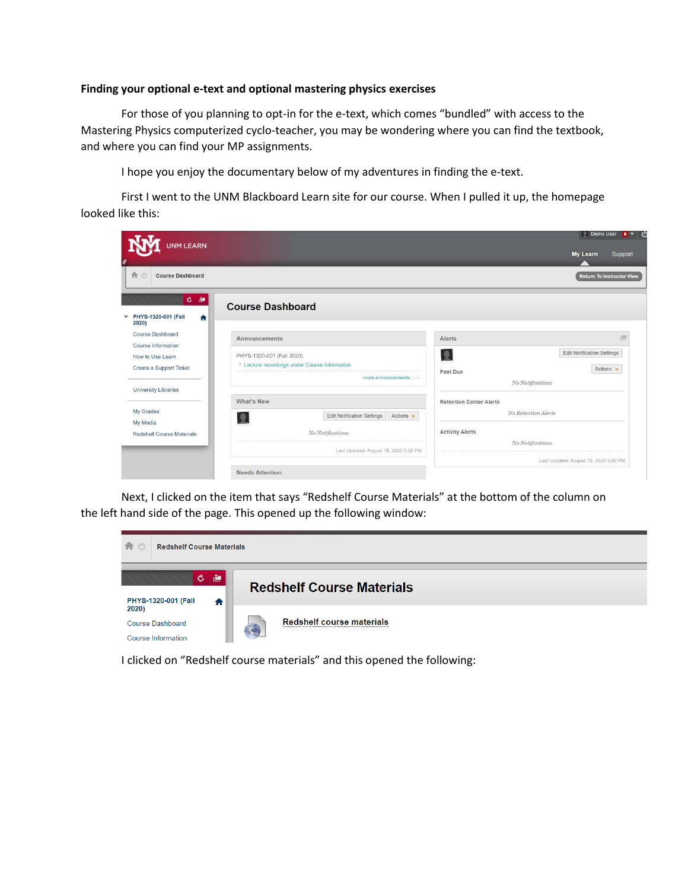**Finding your optional e-text and optional mastering physics exercises**

For those of you planning to opt-in for the e-text, which comes "bundled" with access to the Mastering Physics computerized cyclo-teacher, you may be wondering where you can find the textbook, and where you can find your MP assignments.

I hope you enjoy the documentary below of my adventures in finding the e-text.

First I went to the UNM Blackboard Learn site for our course. When I pulled it up, the homepage looked like this:

Next, I clicked on the item that says "Redshelf Course Materials" at the bottom of the column on the left hand side of the page. This opened up the following window:

I clicked on "Redshelf course materials" and this opened the following: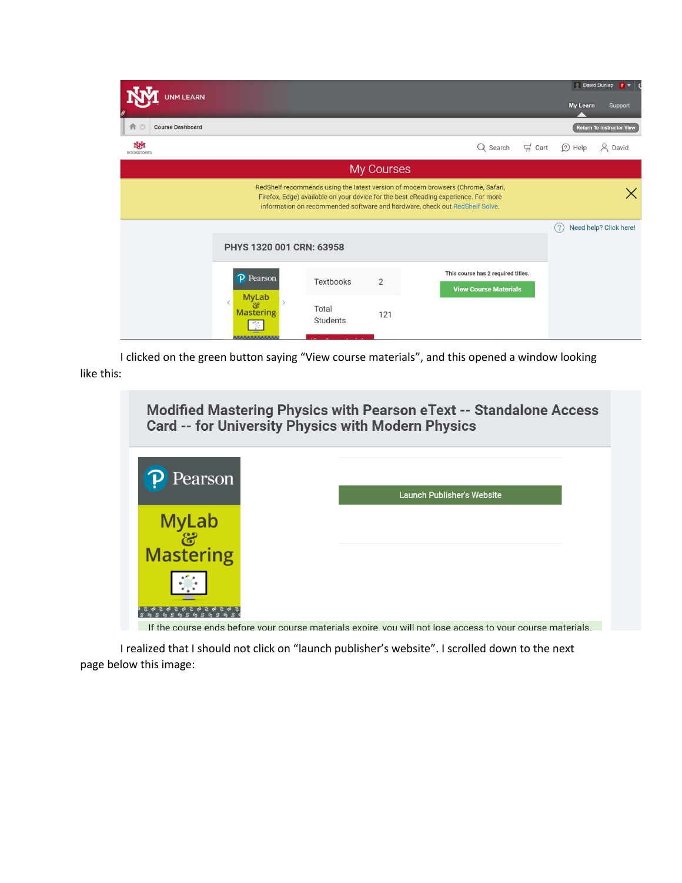I clicked on the green button saying "View course materials", and this opened a window looking like this:

I realized that I should not click on "launch publisher's website". I scrolled down to the next page below this image: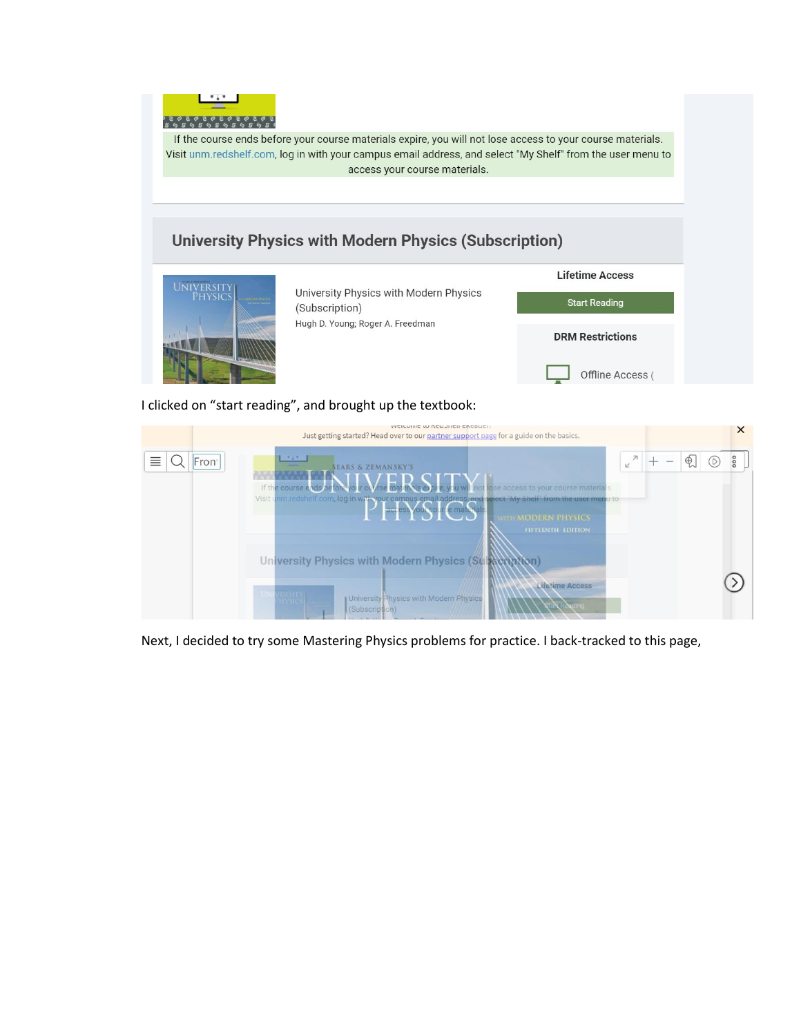If the course ends before your course materials expire, you will not lose access to your course materials. Visit unm.redshelf.com, log in with your campus email address, and select "My Shelf" from the user menu to access your course materials.

## University Physics with Modern Physics (Subscription)

University Physics with Modern Physics (Subscription)

Hugh D. Young; Roger A. Freedman

**Lifetime Access**

Start Reading

**DRM Restrictions**

Offline Access (

I clicked on "start reading", and brought up the textbook:

Welcome to RedShelf eReader!

Just getting started? Head over to our partner support page for a guide on the basics.

Next, I decided to try some Mastering Physics problems for practice. I back-tracked to this page,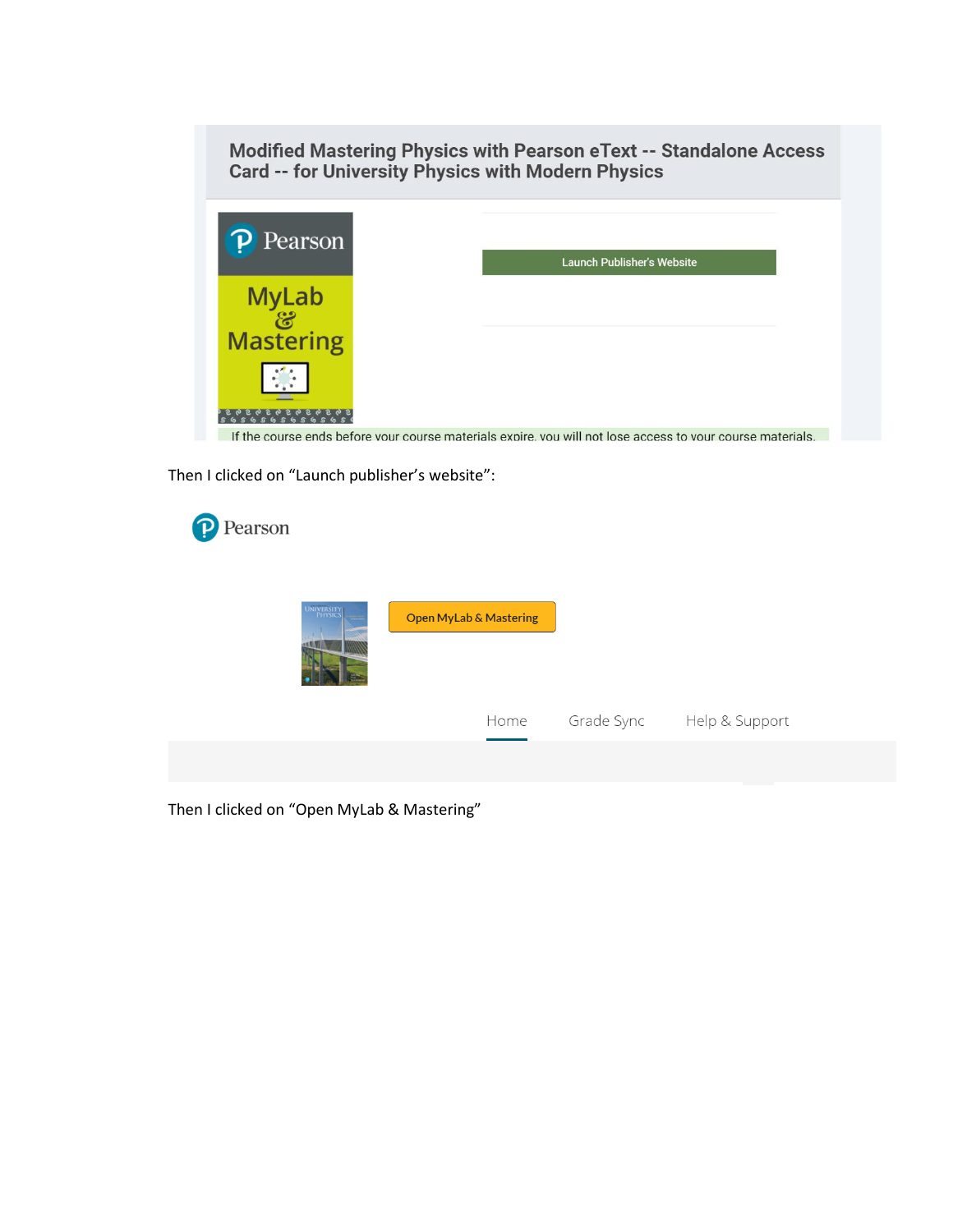Modified Mastering Physics with Pearson eText -- Standalone Access Card -- for University Physics with Modern Physics

Pearson

MyLab & Mastering

Launch Publisher's Website

If the course ends before your course materials expire, you will not lose access to your course materials.

Then I clicked on “Launch publisher’s website”:

Pearson

Open MyLab & Mastering

Home Grade Sync Help & Support

Then I clicked on “Open MyLab & Mastering”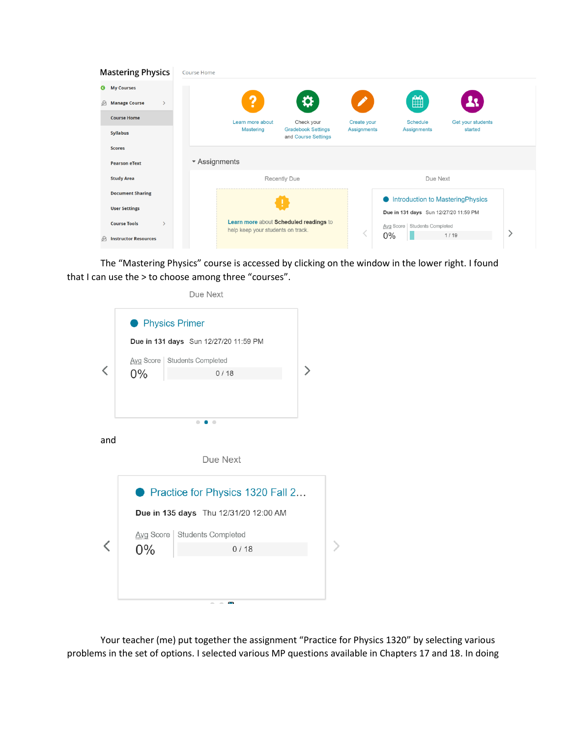Mastering Physics

- My Courses
- Manage Course
- Course Home
- Syllabus
- Scores
- Pearson eText
- Study Area
- Document Sharing
- User Settings
- Course Tools
- Instructor Resources

Course Home

Learn more about Mastering | Check your Gradebook Settings and Course Settings | Create your Assignments | Schedule Assignments | Get your students started

Assignments

Recently Due

Learn more about Scheduled readings to help keep your students on track.

Due Next

Introduction to MasteringPhysics

Due in 131 days Sun 12/27/20 11:59 PM

Avg Score 0% | Students Completed 1 / 19

The "Mastering Physics" course is accessed by clicking on the window in the lower right. I found that I can use the > to choose among three "courses".

Due Next

Physics Primer

**Due in 131 days** Sun 12/27/20 11:59 PM

Avg Score 0% | Students Completed 0 / 18

and

Due Next

Practice for Physics 1320 Fall 2…

**Due in 135 days** Thu 12/31/20 12:00 AM

Avg Score 0% | Students Completed 0 / 18

Your teacher (me) put together the assignment "Practice for Physics 1320" by selecting various problems in the set of options. I selected various MP questions available in Chapters 17 and 18. In doing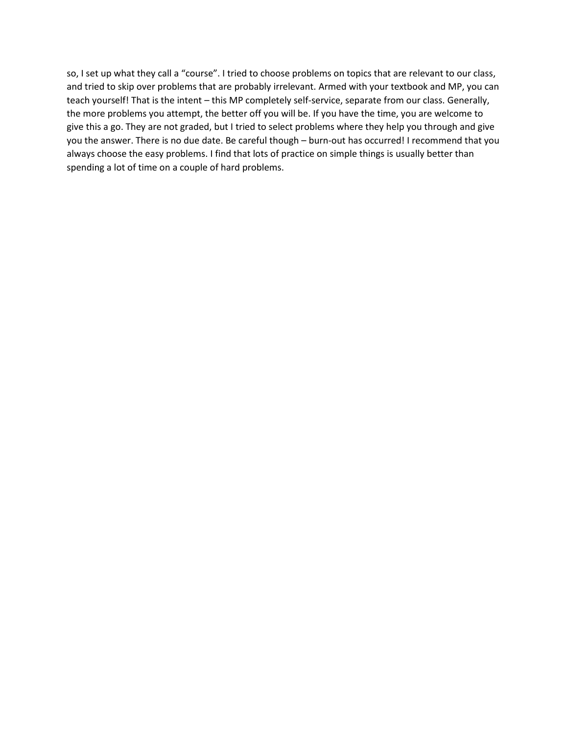so, I set up what they call a "course". I tried to choose problems on topics that are relevant to our class, and tried to skip over problems that are probably irrelevant. Armed with your textbook and MP, you can teach yourself! That is the intent – this MP completely self-service, separate from our class. Generally, the more problems you attempt, the better off you will be. If you have the time, you are welcome to give this a go. They are not graded, but I tried to select problems where they help you through and give you the answer. There is no due date. Be careful though – burn-out has occurred! I recommend that you always choose the easy problems. I find that lots of practice on simple things is usually better than spending a lot of time on a couple of hard problems.